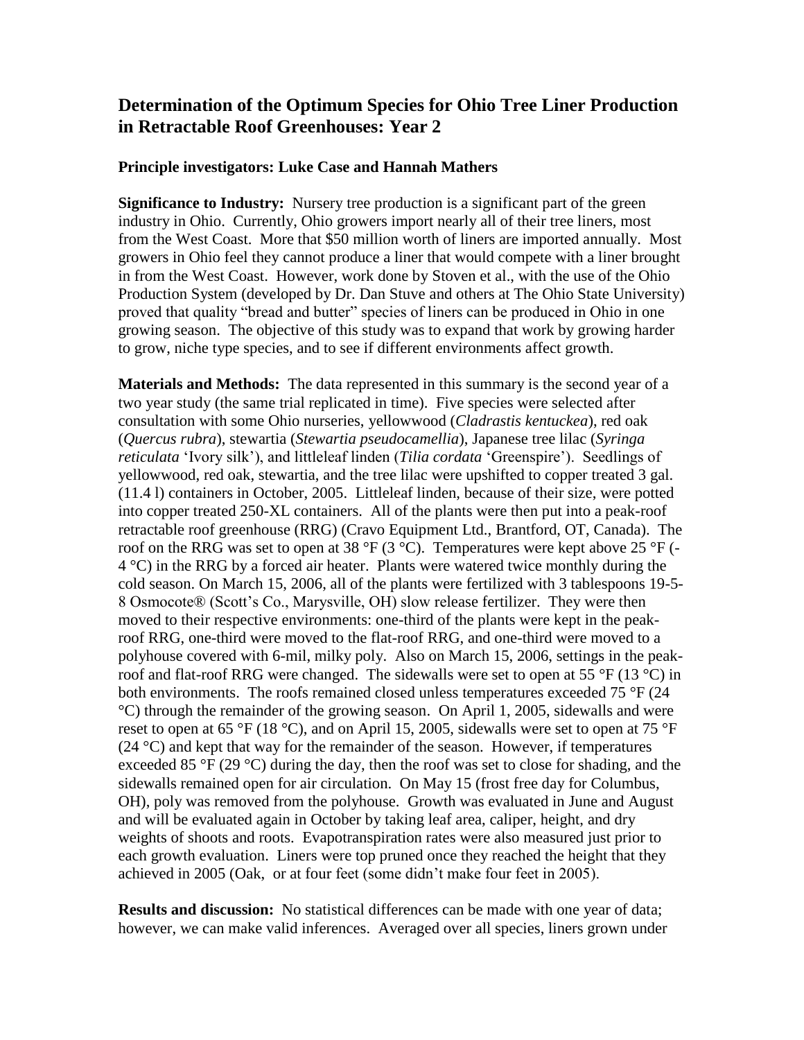# Determination of the Optimum Species for Ohio Tree Liner Production in Retractable Roof Greenhouses: Year 2

**Principle investigators: Luke Case and Hannah Mathers**

**Significance to Industry:** Nursery tree production is a significant part of the green industry in Ohio. Currently, Ohio growers import nearly all of their tree liners, most from the West Coast. More that \$50 million worth of liners are imported annually. Most growers in Ohio feel they cannot produce a liner that would compete with a liner brought in from the West Coast. However, work done by Stoven et al., with the use of the Ohio Production System (developed by Dr. Dan Stuve and others at The Ohio State University) proved that quality "bread and butter" species of liners can be produced in Ohio in one growing season. The objective of this study was to expand that work by growing harder to grow, niche type species, and to see if different environments affect growth.

**Materials and Methods:** The data represented in this summary is the second year of a two year study (the same trial replicated in time). Five species were selected after consultation with some Ohio nurseries, yellowwood (*Cladrastis kentuckea*), red oak (*Quercus rubra*), stewartia (*Stewartia pseudocamellia*), Japanese tree lilac (*Syringa reticulata* 'Ivory silk'), and littleleaf linden (*Tilia cordata* 'Greenspire'). Seedlings of yellowwood, red oak, stewartia, and the tree lilac were upshifted to copper treated 3 gal. (11.4 l) containers in October, 2005. Littleleaf linden, because of their size, were potted into copper treated 250-XL containers. All of the plants were then put into a peak-roof retractable roof greenhouse (RRG) (Cravo Equipment Ltd., Brantford, OT, Canada). The roof on the RRG was set to open at 38 °F (3 °C). Temperatures were kept above 25 °F (-4 °C) in the RRG by a forced air heater. Plants were watered twice monthly during the cold season. On March 15, 2006, all of the plants were fertilized with 3 tablespoons 19-5-8 Osmocote® (Scott's Co., Marysville, OH) slow release fertilizer. They were then moved to their respective environments: one-third of the plants were kept in the peak-roof RRG, one-third were moved to the flat-roof RRG, and one-third were moved to a polyhouse covered with 6-mil, milky poly. Also on March 15, 2006, settings in the peak-roof and flat-roof RRG were changed. The sidewalls were set to open at 55 °F (13 °C) in both environments. The roofs remained closed unless temperatures exceeded 75 °F (24 °C) through the remainder of the growing season. On April 1, 2005, sidewalls and were reset to open at 65 °F (18 °C), and on April 15, 2005, sidewalls were set to open at 75 °F (24 °C) and kept that way for the remainder of the season. However, if temperatures exceeded 85 °F (29 °C) during the day, then the roof was set to close for shading, and the sidewalls remained open for air circulation. On May 15 (frost free day for Columbus, OH), poly was removed from the polyhouse. Growth was evaluated in June and August and will be evaluated again in October by taking leaf area, caliper, height, and dry weights of shoots and roots. Evapotranspiration rates were also measured just prior to each growth evaluation. Liners were top pruned once they reached the height that they achieved in 2005 (Oak, or at four feet (some didn't make four feet in 2005).

**Results and discussion:** No statistical differences can be made with one year of data; however, we can make valid inferences. Averaged over all species, liners grown under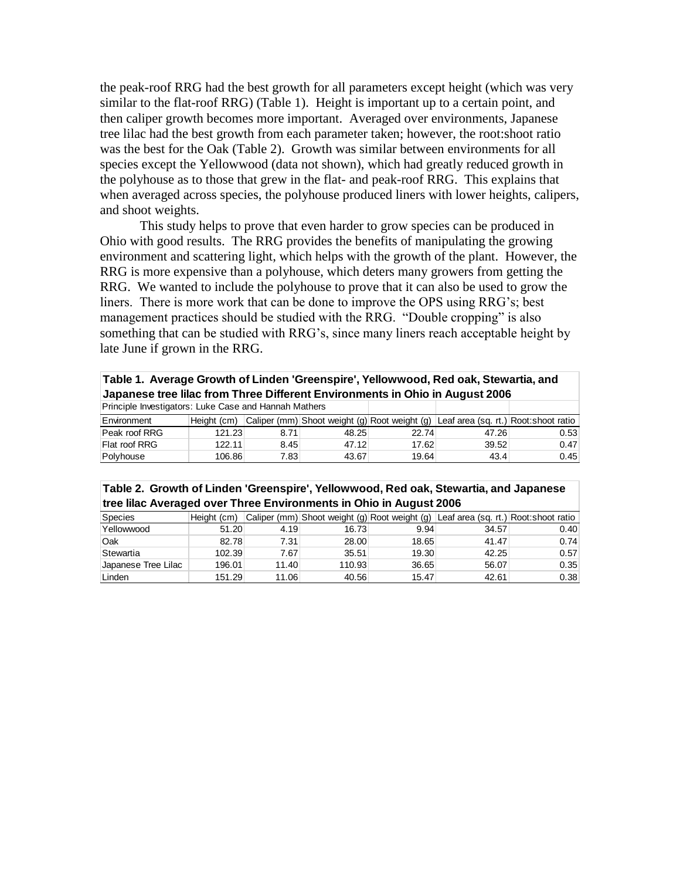the peak-roof RRG had the best growth for all parameters except height (which was very similar to the flat-roof RRG) (Table 1). Height is important up to a certain point, and then caliper growth becomes more important. Averaged over environments, Japanese tree lilac had the best growth from each parameter taken; however, the root:shoot ratio was the best for the Oak (Table 2). Growth was similar between environments for all species except the Yellowwood (data not shown), which had greatly reduced growth in the polyhouse as to those that grew in the flat- and peak-roof RRG. This explains that when averaged across species, the polyhouse produced liners with lower heights, calipers, and shoot weights.

This study helps to prove that even harder to grow species can be produced in Ohio with good results. The RRG provides the benefits of manipulating the growing environment and scattering light, which helps with the growth of the plant. However, the RRG is more expensive than a polyhouse, which deters many growers from getting the RRG. We wanted to include the polyhouse to prove that it can also be used to grow the liners. There is more work that can be done to improve the OPS using RRG's; best management practices should be studied with the RRG. "Double cropping" is also something that can be studied with RRG's, since many liners reach acceptable height by late June if grown in the RRG.

**Table 1. Average Growth of Linden 'Greenspire', Yellowwood, Red oak, Stewartia, and Japanese tree lilac from Three Different Environments in Ohio in August 2006**

Principle Investigators: Luke Case and Hannah Mathers

| Environment | Height (cm) | Caliper (mm) | Shoot weight (g) | Root weight (g) | Leaf area (sq. rt.) | Root:shoot ratio |
|---|---|---|---|---|---|---|
| Peak roof RRG | 121.23 | 8.71 | 48.25 | 22.74 | 47.26 | 0.53 |
| Flat roof RRG | 122.11 | 8.45 | 47.12 | 17.62 | 39.52 | 0.47 |
| Polyhouse | 106.86 | 7.83 | 43.67 | 19.64 | 43.4 | 0.45 |

**Table 2. Growth of Linden 'Greenspire', Yellowwood, Red oak, Stewartia, and Japanese tree lilac Averaged over Three Environments in Ohio in August 2006**

| Species | Height (cm) | Caliper (mm) | Shoot weight (g) | Root weight (g) | Leaf area (sq. rt.) | Root:shoot ratio |
|---|---|---|---|---|---|---|
| Yellowwood | 51.20 | 4.19 | 16.73 | 9.94 | 34.57 | 0.40 |
| Oak | 82.78 | 7.31 | 28.00 | 18.65 | 41.47 | 0.74 |
| Stewartia | 102.39 | 7.67 | 35.51 | 19.30 | 42.25 | 0.57 |
| Japanese Tree Lilac | 196.01 | 11.40 | 110.93 | 36.65 | 56.07 | 0.35 |
| Linden | 151.29 | 11.06 | 40.56 | 15.47 | 42.61 | 0.38 |